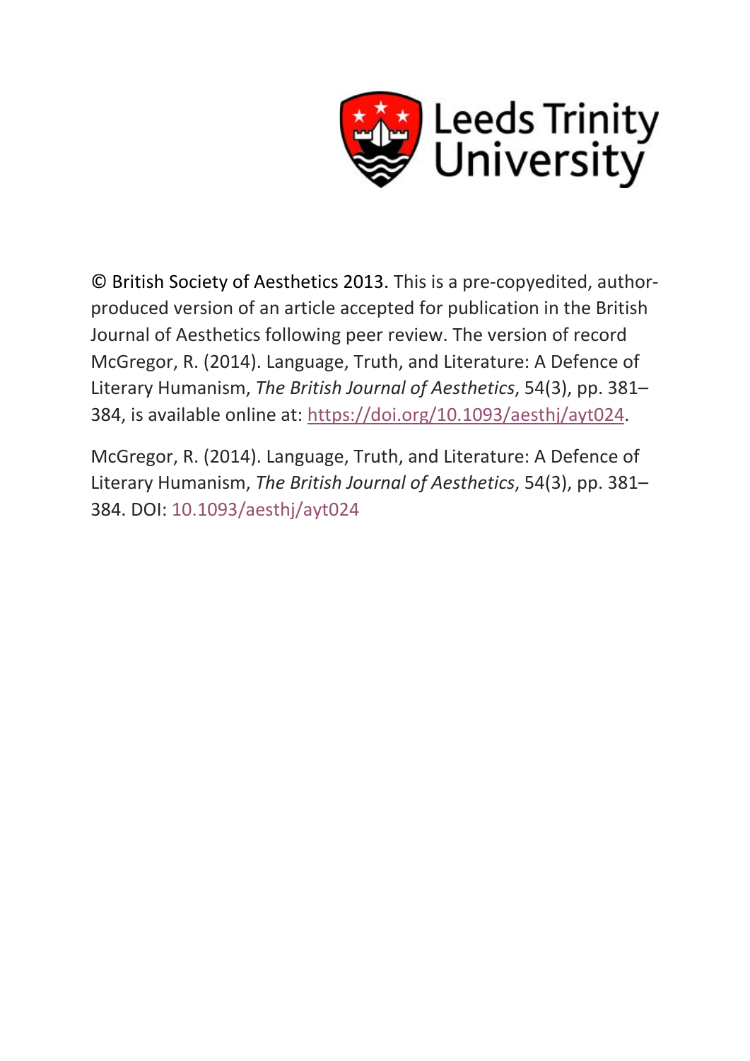Leeds Trinity University

© British Society of Aesthetics 2013. This is a pre-copyedited, author-produced version of an article accepted for publication in the British Journal of Aesthetics following peer review. The version of record McGregor, R. (2014). Language, Truth, and Literature: A Defence of Literary Humanism, *The British Journal of Aesthetics*, 54(3), pp. 381–384, is available online at: https://doi.org/10.1093/aesthj/ayt024.

McGregor, R. (2014). Language, Truth, and Literature: A Defence of Literary Humanism, *The British Journal of Aesthetics*, 54(3), pp. 381–384. DOI: 10.1093/aesthj/ayt024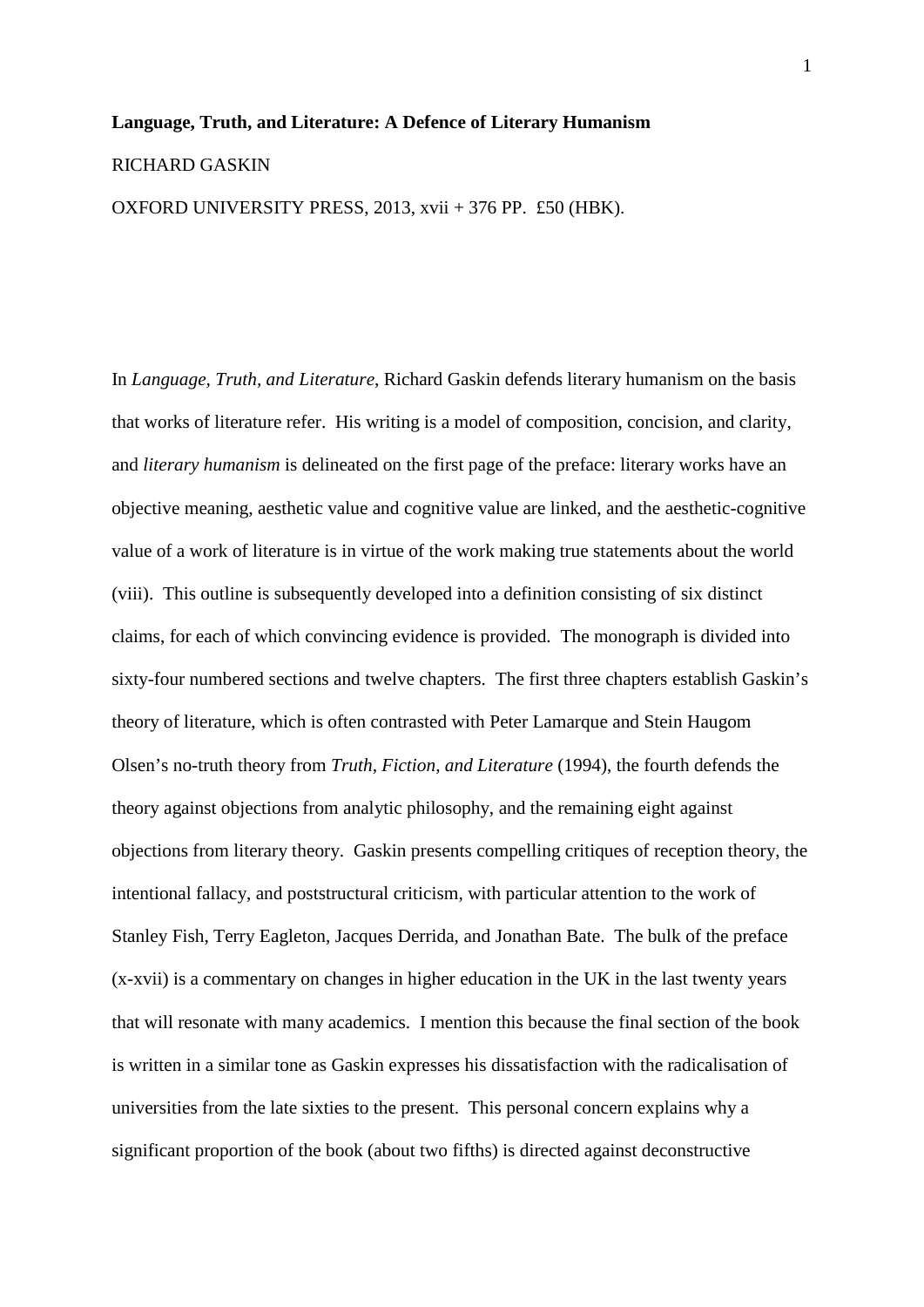**Language, Truth, and Literature: A Defence of Literary Humanism**

RICHARD GASKIN

OXFORD UNIVERSITY PRESS, 2013, xvii + 376 PP. £50 (HBK).

In *Language, Truth, and Literature*, Richard Gaskin defends literary humanism on the basis that works of literature refer. His writing is a model of composition, concision, and clarity, and *literary humanism* is delineated on the first page of the preface: literary works have an objective meaning, aesthetic value and cognitive value are linked, and the aesthetic-cognitive value of a work of literature is in virtue of the work making true statements about the world (viii). This outline is subsequently developed into a definition consisting of six distinct claims, for each of which convincing evidence is provided. The monograph is divided into sixty-four numbered sections and twelve chapters. The first three chapters establish Gaskin's theory of literature, which is often contrasted with Peter Lamarque and Stein Haugom Olsen's no-truth theory from *Truth, Fiction, and Literature* (1994), the fourth defends the theory against objections from analytic philosophy, and the remaining eight against objections from literary theory. Gaskin presents compelling critiques of reception theory, the intentional fallacy, and poststructural criticism, with particular attention to the work of Stanley Fish, Terry Eagleton, Jacques Derrida, and Jonathan Bate. The bulk of the preface (x-xvii) is a commentary on changes in higher education in the UK in the last twenty years that will resonate with many academics. I mention this because the final section of the book is written in a similar tone as Gaskin expresses his dissatisfaction with the radicalisation of universities from the late sixties to the present. This personal concern explains why a significant proportion of the book (about two fifths) is directed against deconstructive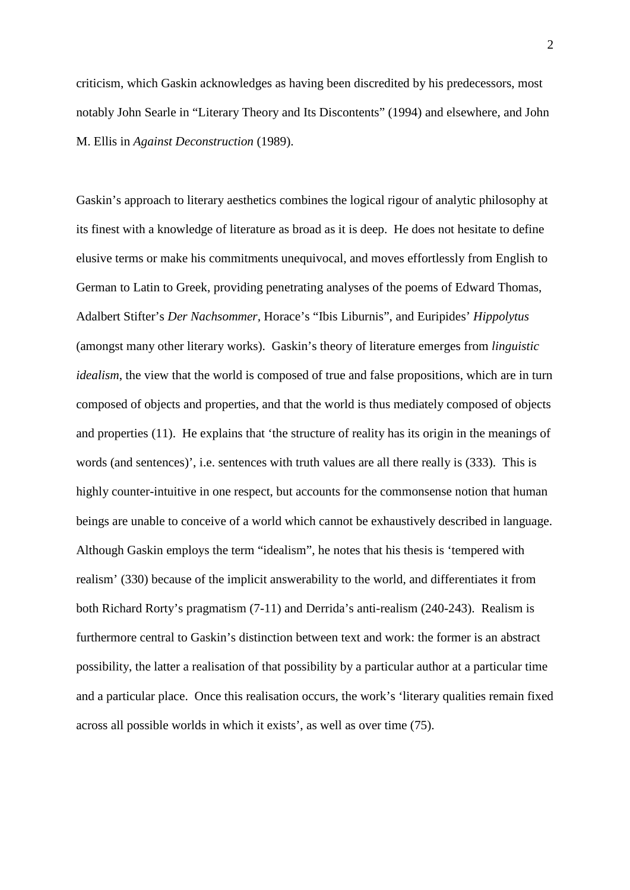criticism, which Gaskin acknowledges as having been discredited by his predecessors, most notably John Searle in "Literary Theory and Its Discontents" (1994) and elsewhere, and John M. Ellis in *Against Deconstruction* (1989).

Gaskin's approach to literary aesthetics combines the logical rigour of analytic philosophy at its finest with a knowledge of literature as broad as it is deep. He does not hesitate to define elusive terms or make his commitments unequivocal, and moves effortlessly from English to German to Latin to Greek, providing penetrating analyses of the poems of Edward Thomas, Adalbert Stifter's *Der Nachsommer*, Horace's "Ibis Liburnis", and Euripides' *Hippolytus* (amongst many other literary works). Gaskin's theory of literature emerges from *linguistic idealism*, the view that the world is composed of true and false propositions, which are in turn composed of objects and properties, and that the world is thus mediately composed of objects and properties (11). He explains that 'the structure of reality has its origin in the meanings of words (and sentences)', i.e. sentences with truth values are all there really is (333). This is highly counter-intuitive in one respect, but accounts for the commonsense notion that human beings are unable to conceive of a world which cannot be exhaustively described in language. Although Gaskin employs the term "idealism", he notes that his thesis is 'tempered with realism' (330) because of the implicit answerability to the world, and differentiates it from both Richard Rorty's pragmatism (7-11) and Derrida's anti-realism (240-243). Realism is furthermore central to Gaskin's distinction between text and work: the former is an abstract possibility, the latter a realisation of that possibility by a particular author at a particular time and a particular place. Once this realisation occurs, the work's 'literary qualities remain fixed across all possible worlds in which it exists', as well as over time (75).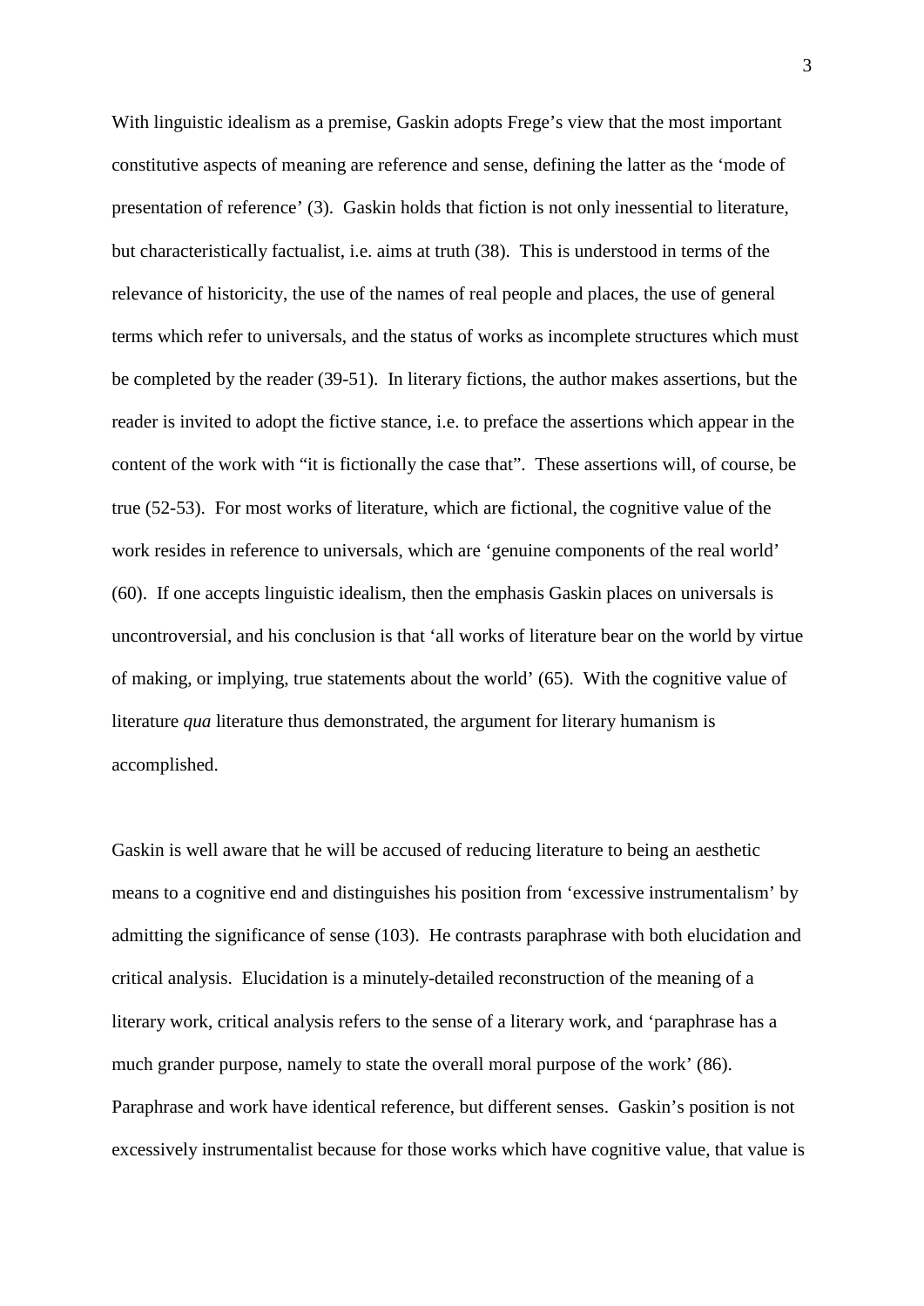With linguistic idealism as a premise, Gaskin adopts Frege's view that the most important constitutive aspects of meaning are reference and sense, defining the latter as the 'mode of presentation of reference' (3). Gaskin holds that fiction is not only inessential to literature, but characteristically factualist, i.e. aims at truth (38). This is understood in terms of the relevance of historicity, the use of the names of real people and places, the use of general terms which refer to universals, and the status of works as incomplete structures which must be completed by the reader (39-51). In literary fictions, the author makes assertions, but the reader is invited to adopt the fictive stance, i.e. to preface the assertions which appear in the content of the work with "it is fictionally the case that". These assertions will, of course, be true (52-53). For most works of literature, which are fictional, the cognitive value of the work resides in reference to universals, which are 'genuine components of the real world' (60). If one accepts linguistic idealism, then the emphasis Gaskin places on universals is uncontroversial, and his conclusion is that 'all works of literature bear on the world by virtue of making, or implying, true statements about the world' (65). With the cognitive value of literature *qua* literature thus demonstrated, the argument for literary humanism is accomplished.

Gaskin is well aware that he will be accused of reducing literature to being an aesthetic means to a cognitive end and distinguishes his position from 'excessive instrumentalism' by admitting the significance of sense (103). He contrasts paraphrase with both elucidation and critical analysis. Elucidation is a minutely-detailed reconstruction of the meaning of a literary work, critical analysis refers to the sense of a literary work, and 'paraphrase has a much grander purpose, namely to state the overall moral purpose of the work' (86). Paraphrase and work have identical reference, but different senses. Gaskin's position is not excessively instrumentalist because for those works which have cognitive value, that value is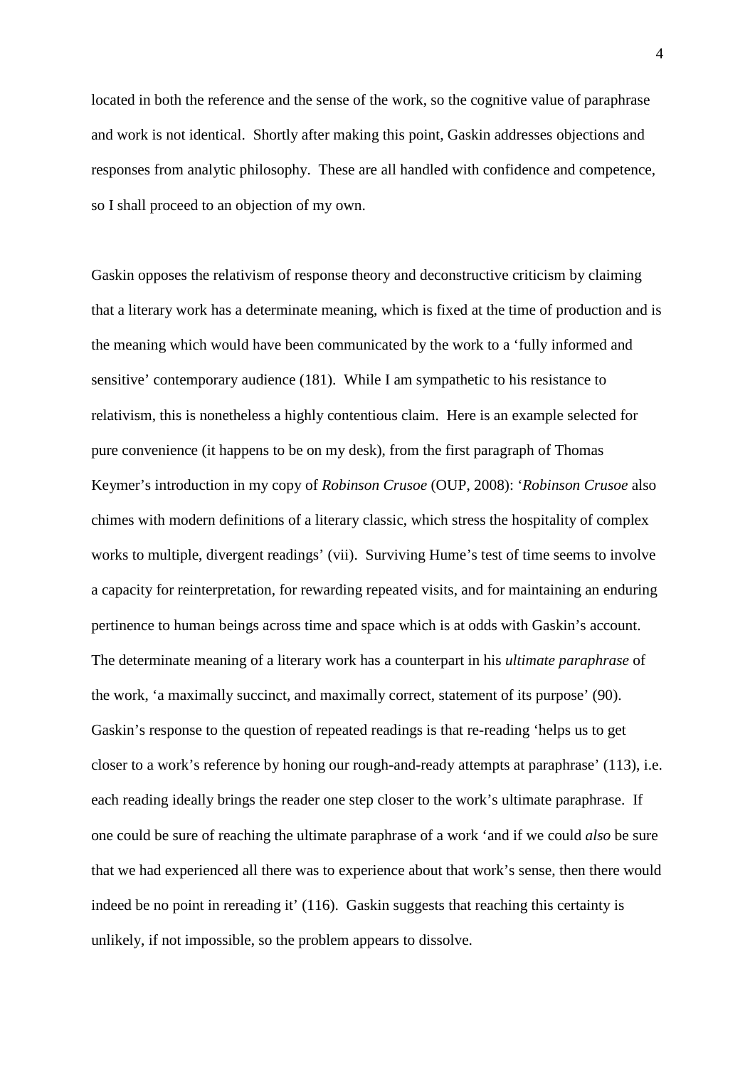located in both the reference and the sense of the work, so the cognitive value of paraphrase and work is not identical. Shortly after making this point, Gaskin addresses objections and responses from analytic philosophy. These are all handled with confidence and competence, so I shall proceed to an objection of my own.

Gaskin opposes the relativism of response theory and deconstructive criticism by claiming that a literary work has a determinate meaning, which is fixed at the time of production and is the meaning which would have been communicated by the work to a 'fully informed and sensitive' contemporary audience (181). While I am sympathetic to his resistance to relativism, this is nonetheless a highly contentious claim. Here is an example selected for pure convenience (it happens to be on my desk), from the first paragraph of Thomas Keymer's introduction in my copy of *Robinson Crusoe* (OUP, 2008): '*Robinson Crusoe* also chimes with modern definitions of a literary classic, which stress the hospitality of complex works to multiple, divergent readings' (vii). Surviving Hume's test of time seems to involve a capacity for reinterpretation, for rewarding repeated visits, and for maintaining an enduring pertinence to human beings across time and space which is at odds with Gaskin's account. The determinate meaning of a literary work has a counterpart in his *ultimate paraphrase* of the work, 'a maximally succinct, and maximally correct, statement of its purpose' (90). Gaskin's response to the question of repeated readings is that re-reading 'helps us to get closer to a work's reference by honing our rough-and-ready attempts at paraphrase' (113), i.e. each reading ideally brings the reader one step closer to the work's ultimate paraphrase. If one could be sure of reaching the ultimate paraphrase of a work 'and if we could *also* be sure that we had experienced all there was to experience about that work's sense, then there would indeed be no point in rereading it' (116). Gaskin suggests that reaching this certainty is unlikely, if not impossible, so the problem appears to dissolve.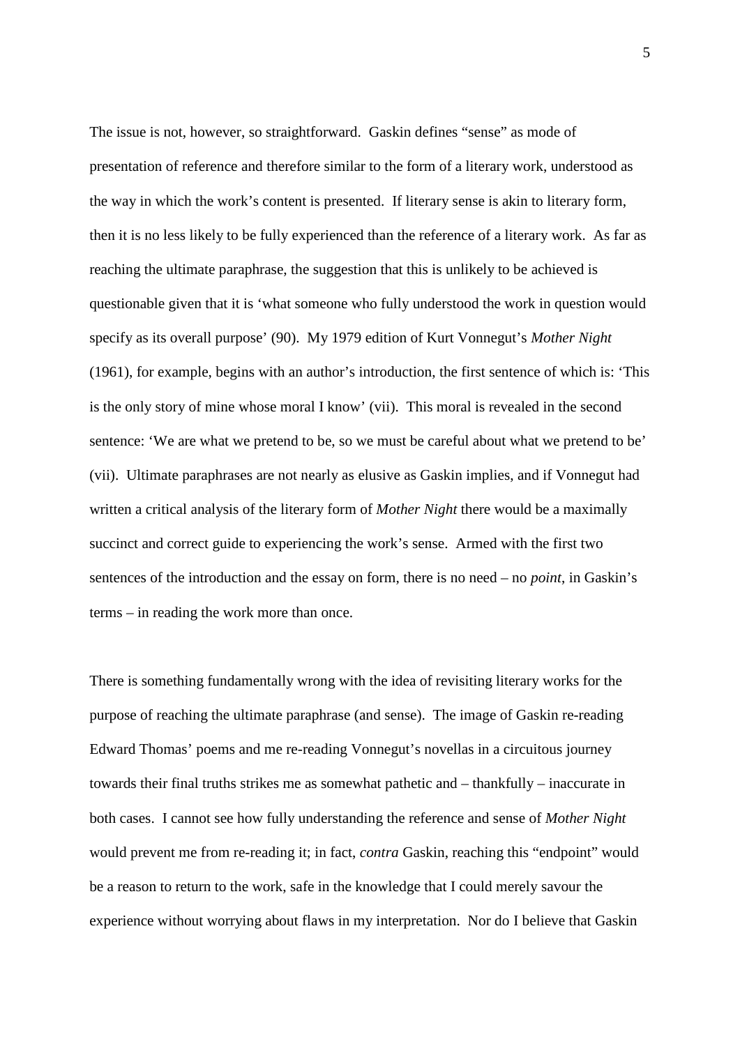The issue is not, however, so straightforward. Gaskin defines "sense" as mode of presentation of reference and therefore similar to the form of a literary work, understood as the way in which the work's content is presented. If literary sense is akin to literary form, then it is no less likely to be fully experienced than the reference of a literary work. As far as reaching the ultimate paraphrase, the suggestion that this is unlikely to be achieved is questionable given that it is 'what someone who fully understood the work in question would specify as its overall purpose' (90). My 1979 edition of Kurt Vonnegut's *Mother Night* (1961), for example, begins with an author's introduction, the first sentence of which is: 'This is the only story of mine whose moral I know' (vii). This moral is revealed in the second sentence: 'We are what we pretend to be, so we must be careful about what we pretend to be' (vii). Ultimate paraphrases are not nearly as elusive as Gaskin implies, and if Vonnegut had written a critical analysis of the literary form of *Mother Night* there would be a maximally succinct and correct guide to experiencing the work's sense. Armed with the first two sentences of the introduction and the essay on form, there is no need – no *point*, in Gaskin's terms – in reading the work more than once.

There is something fundamentally wrong with the idea of revisiting literary works for the purpose of reaching the ultimate paraphrase (and sense). The image of Gaskin re-reading Edward Thomas' poems and me re-reading Vonnegut's novellas in a circuitous journey towards their final truths strikes me as somewhat pathetic and – thankfully – inaccurate in both cases. I cannot see how fully understanding the reference and sense of *Mother Night* would prevent me from re-reading it; in fact, *contra* Gaskin, reaching this "endpoint" would be a reason to return to the work, safe in the knowledge that I could merely savour the experience without worrying about flaws in my interpretation. Nor do I believe that Gaskin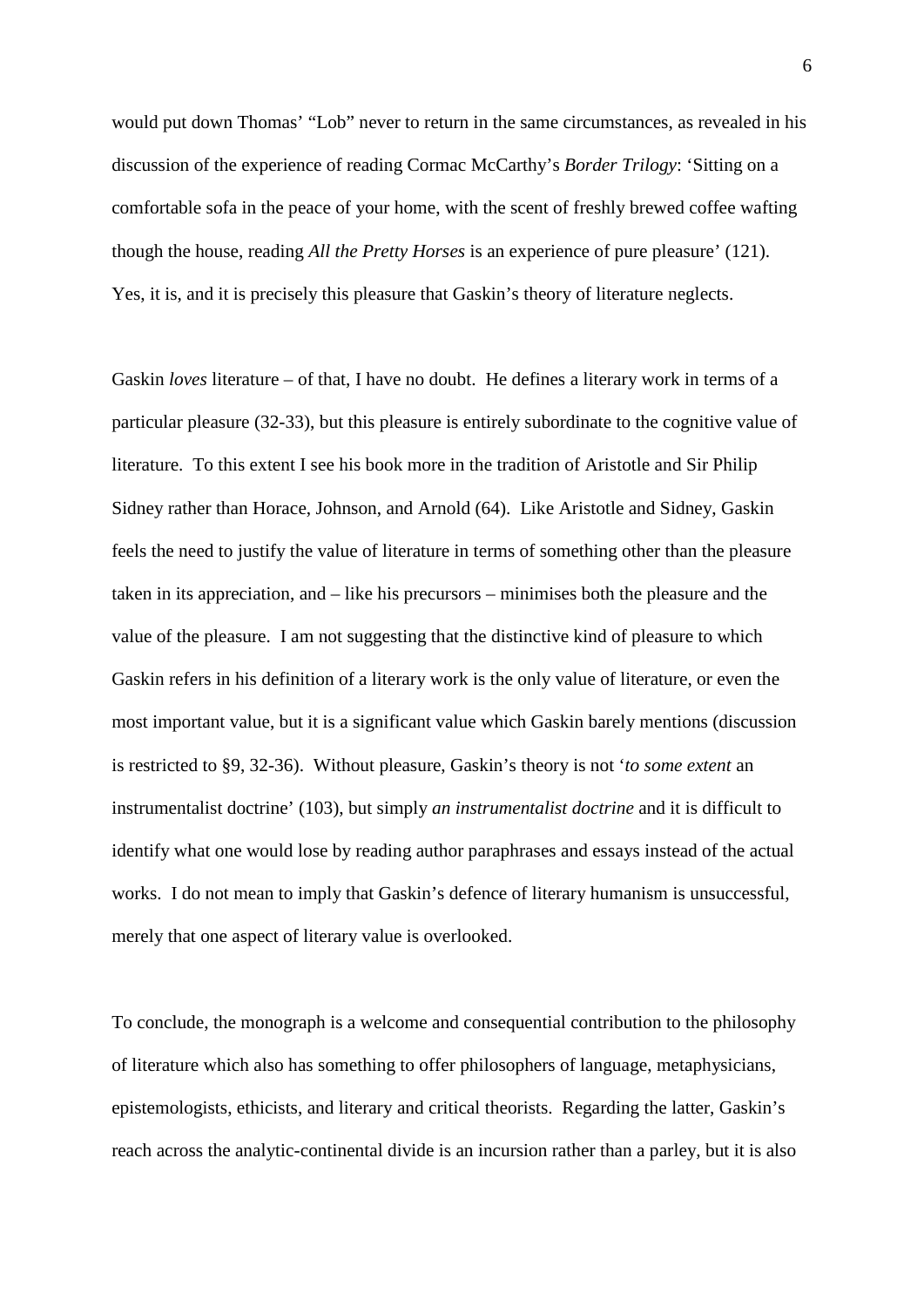would put down Thomas' "Lob" never to return in the same circumstances, as revealed in his discussion of the experience of reading Cormac McCarthy's *Border Trilogy*: 'Sitting on a comfortable sofa in the peace of your home, with the scent of freshly brewed coffee wafting though the house, reading *All the Pretty Horses* is an experience of pure pleasure' (121). Yes, it is, and it is precisely this pleasure that Gaskin's theory of literature neglects.

Gaskin *loves* literature – of that, I have no doubt. He defines a literary work in terms of a particular pleasure (32-33), but this pleasure is entirely subordinate to the cognitive value of literature. To this extent I see his book more in the tradition of Aristotle and Sir Philip Sidney rather than Horace, Johnson, and Arnold (64). Like Aristotle and Sidney, Gaskin feels the need to justify the value of literature in terms of something other than the pleasure taken in its appreciation, and – like his precursors – minimises both the pleasure and the value of the pleasure. I am not suggesting that the distinctive kind of pleasure to which Gaskin refers in his definition of a literary work is the only value of literature, or even the most important value, but it is a significant value which Gaskin barely mentions (discussion is restricted to §9, 32-36). Without pleasure, Gaskin's theory is not '*to some extent* an instrumentalist doctrine' (103), but simply *an instrumentalist doctrine* and it is difficult to identify what one would lose by reading author paraphrases and essays instead of the actual works. I do not mean to imply that Gaskin's defence of literary humanism is unsuccessful, merely that one aspect of literary value is overlooked.

To conclude, the monograph is a welcome and consequential contribution to the philosophy of literature which also has something to offer philosophers of language, metaphysicians, epistemologists, ethicists, and literary and critical theorists. Regarding the latter, Gaskin's reach across the analytic-continental divide is an incursion rather than a parley, but it is also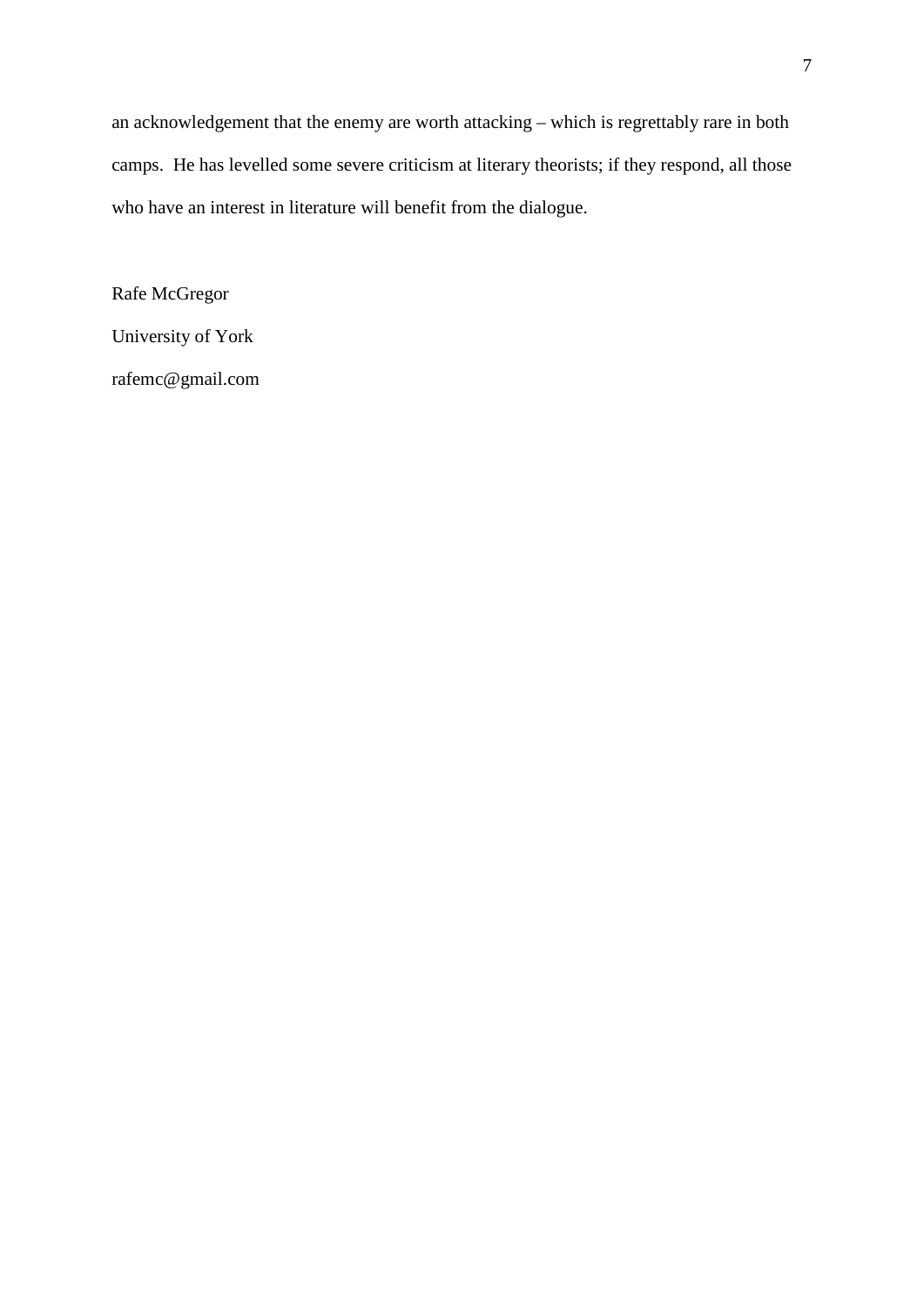an acknowledgement that the enemy are worth attacking – which is regrettably rare in both camps. He has levelled some severe criticism at literary theorists; if they respond, all those who have an interest in literature will benefit from the dialogue.

Rafe McGregor

University of York

rafemc@gmail.com